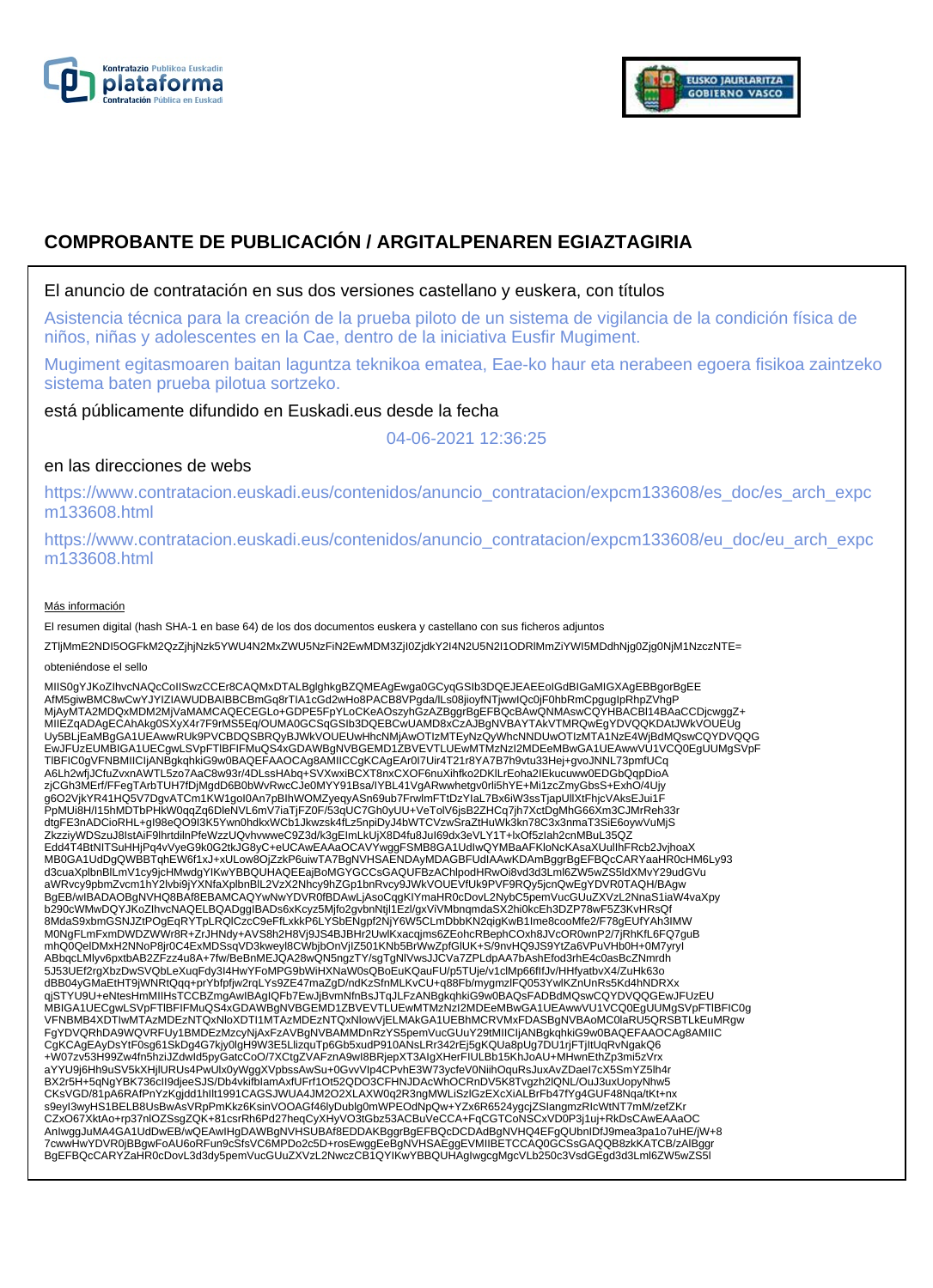# COMPROBANTE DE PUBLICACIÓN / ARGITALPENAREN EGIAZTAGIRIA

El anuncio de contratación en sus dos versiones castellano y euskera, con títulos

Asistencia técnica para la creación de la prueba piloto de un sistema de vigilancia de la condición física de niños, niñas y adolescentes en la Cae, dentro de la iniciativa Eusfir Mugiment.

Mugiment egitasmoaren baitan laguntza teknikoa ematea, Eae-ko haur eta nerabeen egoera fisikoa zaintzeko sistema baten prueba pilotua sortzeko.

está públicamente difundido en Euskadi.eus desde la fecha

04-06-2021 12:36:25

en las direcciones de webs

https://www.contratacion.euskadi.eus/contenidos/anuncio_contratacion/expcm133608/es_doc/es_arch_expcm133608.html

https://www.contratacion.euskadi.eus/contenidos/anuncio_contratacion/expcm133608/eu_doc/eu_arch_expcm133608.html

Más información

El resumen digital (hash SHA-1 en base 64) de los dos documentos euskera y castellano con sus ficheros adjuntos

ZTljMmE2NDI5OGFkM2QzZjhjNzk5YWU4N2MxZWU5NzFiN2EwMDM3ZjI0ZjdkY2I4N2U5N2I1ODRlMmZiYWI5MDdhNjg0Zjg0NjM1NzczNTE=

obteniéndose el sello

MIIS0gYJKoZIhvcNAQcCoIISwzCCEr8CAQMxDTALBglghkgBZQMEAgEwga0GCyqGSIb3DQEJEAEEoIGdBIGaMIGXAgEBBgorBgEE
AfM5giwBMC8wCwYJYIZIAWUDBAIBBCBmGq8rTIA1cGd2wHo8PACB8VPgda/lLs08jioyfNTjwwIQc0jF0hbRmCpgugIpRhpZVhgP
MjAyMTA2MDQxMDM2MjVaMAMCAQECEGLo+GDPE5FpYLoCKeAOszyhGzAZBggrBgEFBQcBAwQNMAswCQYHBACBl14BAaCCDjcwggZ+
MIIEZqADAgECAhAkg0SXyX4r7F9rMS5Eq/OUMA0GCSqGSIb3DQEBCwUAMD8xCzAJBgNVBAYTAkVTMRQwEgYDVQQKDAtJWkVOUEUg
Uy5BLjEaMBgGA1UEAwwRUk9PVCBDQSBRQyBJWkVOUEUwHhcNMjAwOTIzMTEyNzQyWhcNNDUwOTIzMTA1NzE4WjBdMQswCQYDVQQG
EwJFUzEUMBIGA1UECgwLSVpFTlBFIFMuQS4xGDAWBgNVBGEMD1ZBVEVTLUEwMTMzNzI2MDEeMBwGA1UEAwwVU1VCQ0EgUUMgSVpF
TlBFIC0gVFNBMIICIjANBgkqhkiG9w0BAQEFAAOCAg8AMIICCgKCAgEAr0I7Uir4T21r8YA7B7h9vtu33Hej+gvoJNNL73pmfUCq
A6Lh2wfjJCfuZvxnAWTL5zo7AaC8w93r/4DLssHAbq+SVXwxiBCXT8nxCXOF6nuXihfko2DKlLrEoha2IEkucuww0EDGbQqpDioA
zjCGh3MErf/FFegTArbTUH7fDjMgdD6B0bWvRwcCJe0MYY91Bsa/lYBL41VgARwwhetgv0rli5hYE+Mi1zcZmyGbsS+ExhO/4Ujy
g6O2VjkYR41HQ5V7DgvATCm1KW1gol0An7pBIhWOMZyeqyASn69ub7FrwlmFTtDzYIaL7Bx6iW3ssTjapUllXtFhjcVAksEJui1F
PpMUi8H/I15hMDTbPHkW0qqZq6DleNVL6mV7iaTjFZ0F/53qUC7Gh0yUU+VeToIV6jsB2ZHCq7jh7XctDgMhG66Xm3CJMrReh33r
dtgFE3nADCioRHL+gI98eQO9I3K5Ywn0hdkxWCb1Jkwzsk4fLz5npiDyJ4bWTCVzwSraZtHuWk3kn78C3x3nmaT3SiE6oywVuMjS
ZkzziyWDSzuJ8IstAiF9lhrtdilnPfeWzzUQvhvwweC9Z3d/k3gElmLkUjX8D4fu8JuI69dx3eVLY1T+lxOf5zIah2cnMBuL35QZ
Edd4T4BtNITSuHHjPq4vVyeG9k0G2tkJG8yC+eUCAwEAAaOCAVYwggFSMB8GA1UdIwQYMBaAFKloNcKAsaXUulIhFRcb2JvjhoaX
MB0GA1UdDgQWBBTqhEW6f1xJ+xULow8OjZzkP6uiwTA7BgNVHSAENDAyMDAGBFUdIAAwKDAmBggrBgEFBQcCARYaaHR0cHM6Ly93
d3cuaXplbnBlLmV1cy9jcHMwdgYIKwYBBQUHAQEEajBoMGYGCCsGAQUFBzAChlpodHRwOi8vd3d3Lml6ZW5wZS5ldXMvY29udGVu
aWRvcy9pbmZvcm1hY2lvbi9jYXNfaXplbnBlL2VzX2Nhcy9hZGp1bnRvcy9JWkVOUEVfUk9PVF9RQy5jcnQwEgYDVR0TAQH/BAgw
BgEB/wIBADAOBgNVHQ8BAf8EBAMCAQYwNwYDVR0fBDAwLjAsoCqgKIYmaHR0cDovL2NybC5pemVucGUuZXVzL2NnaS1iaW4vaXpy
b290cWMwDQYJKoZIhvcNAQELBQADggIBADs6xKcyz5Mjfo2gvbnNtjl1EzI/gxViVMbnqmdaSX2hi0kcEh3DZP78wF5Z3KvHRsQf
8MdaS9xbmGSNJZtPOgEqRYTpLRQlCzcC9eFfLxkkP6LYSbENgpf2NjY6W5CLmDbbKN2qigKwB1lme8cooMfe2/F78gEUfYAh3IMW
M0NgFLmFxmDWDZWWr8R+ZrJHNdy+AVS8h2H8Vj9JS4BJBHr2UwlKxacqjms6ZEohcRBephCOxh8JVcOR0wnP2/7jRhKfL6FQ7guB
mhQ0QelDMxH2NNoP8jr0C4ExMDSsqVD3kweyl8CWbjbOnVjIZ501KNb5BrWwZpfGlUK+S/9nvHQ9JS9YtZa6VPuVHb0H+0M7yryl
ABbqcLMlyv6pxtbAB2ZFzz4u8A+7fw/BeBnMEJQA28wQN5ngzTY/sgTgNlVwsJJCVa7ZPLdpAA7bAshEfod3rhE4c0asBcZNmrdh
5J53UEf2rgXbzDwSVQbLeXuqFYwFYoMPG9bWiHXNaW0sQBoEuKQauFU/p5TUje/v1clMp66fIfJv/HHfyatbvX4/ZuHk63o
dBB04yGMaEtHT9jWNRtQqq+prYbfpfjw2rqLYs9ZE47maZgD/ndKzSfnMLKvCU+q88Fb/mygmzlFQ053YwlKZnUnRs5Kd4hNDRXx
qjSTYU9U+eNtesHmMIIHsTCCBZmgAwIBAgIQFb7EwJjBvmNfnBsJTqJLFzANBgkqhkiG9w0BAQsFADBdMQswCQYDVQQGEwJFUzEU
MBIGA1UECgwLSVpFTlBFIFMuQS4xGDAWBgNVBGEMD1ZBVEVTLUEwMTMzNzI2MDEeMBwGA1UEAwwVU1VCQ0EgUUMgSVpFTlBFIC0g
VFNBMB4XDTIwMTAzMDEzNTQxNloXDTI1MTAzMDEzNTQxNlowVjELMAkGA1UEBhMCRVMxFDASBgNVBAoMC0laRU5QRSBTLkEuMRgw
FgYDVQRhDA9WQVRFUy1BMDEzMzcyNjAxFzAVBgNVBAMMDnRzYS5pemVucGUuY29tMIICIjANBgkqhkiG9w0BAQEFAAOCAg8AMIIC
CgKCAgEAyDsYtF0sg61SkDg4G7kjy0lgH9W3E5LlizquTp6Gb5xudP910ANsLRr342rEj5gKQUa8pUg7DU1rjFTjItUqRvNgakQ6
+W07zv53H99Zw4fn5hziJZdwld5pyGatcCoO/7XCtgZVAFznA9wI8BRjepXT3AIgXHerFIULBb15KhJoAU+MHwnEthZp3mi5zVrx
aYYU9j6Hh9uSV5kXHjlURUs4PwUlx0yWggXVpbssAwSu+0GvvVlp4CPvhE3W73ycfeV0NiihOquRsJuxAvZDael7cX5SmYZ5lh4r
BX2r5H+5qNgYBK736cIl9djeeSJS/Db4vkifblamAxfUFrf1Ot52QDO3CFHNJDAcWhOCRnDV5K8Tvgzh2lQNL/OuJ3uxUopyNhw5
CKsVGD/81pA6RAfPnYzKgjdd1hllt1991CAGSJWUA4JM2O2XLAXW0q2R3ngMWLiSzlGzEXcXiALBrFb47fYg4GUF48Nqa/tKt+nx
s9eyI3wyHS1BELB8UsBwAsVRpPmKkz6KsinVOOAGf46lyDublg0mWPEOdNpQw+YZx6R6524ygcjZSIangmzRlcWtNT7mM/zefZKr
CZxO67XktAo+rp37nlOZSsgZQK+81csrRh6Pd27heqCyXHyVO3tGbz53ACBuVeCCA+FqCGTCoNSCxVD0P3j1uj+RkDsCAwEAAaOC
AnIwggJuMA4GA1UdDwEB/wQEAwIHgDAWBgNVHSUBAf8EDDAKBggrBgEFBQcDCDAdBgNVHQ4EFgQUbnIDfJ9mea3pa1o7uHE/jW+8
7cwwHwYDVR0jBBgwFoAU6oRFun9cSfsVC6MPDo2c5D+rosEwggEeBgNVHSAEggEVMIIBETCCAQ0GCSsGAQQB8zkKATCB/zAlBggr
BgEFBQcCARYZaHR0cDovL3d3dy5pemVucGUuZXVzL2NwczCB1QYIKwYBBQUHAgIwgcgMgcVLb250c3VsdGEgd3d3Lml6ZW5wZS5l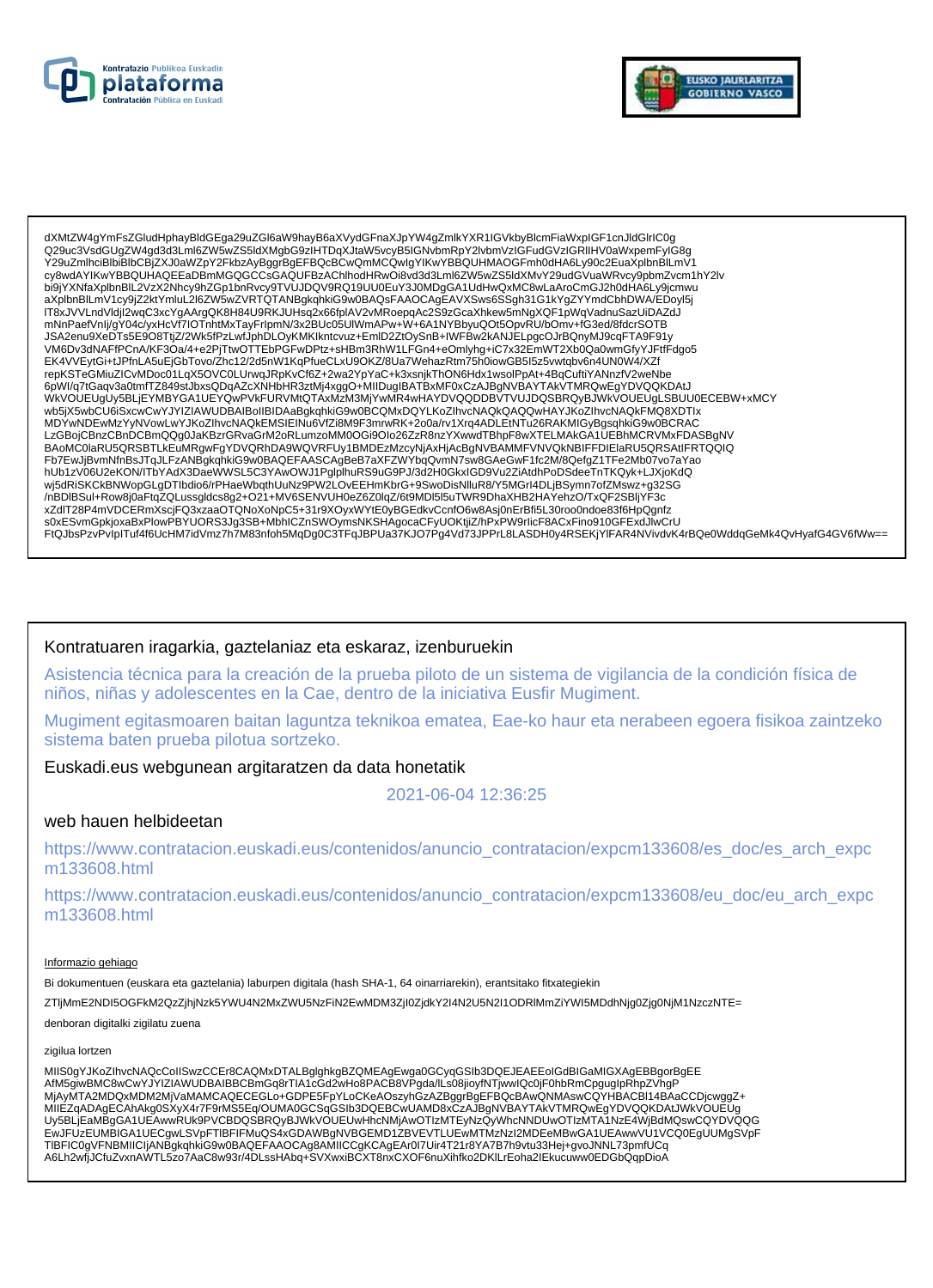dXMtZW4gYmFsZGludHphayBldGEga29uZGl6aW9hayB6aXVydGFnaXJpYW4gZmlkYXR1IGVkbyBlcmFiaWxpIGF1cnJldGlrIC0g
Q29uc3VsdGUgZW4gd3d3Lml6ZW5wZS5ldXMgbG9zIHTDqXJtaW5vcyB5IGNvbmRpY2lvbmVzIGFudGVzIGRlIHV0aWxpemFyIG8g
Y29uZmlhciBlbiBlbCBjZXJ0aWZpY2FkbzAyBggrBgEFBQcBCwQmMCQwIgYIKwYBBQUHMAOGFmh0dHA6Ly90c2EuaXplbnBlLmV1
cy8wdAYIKwYBBQUHAQEEaDBmMGQGCCsGAQUFBzAChlhodHRwOi8vd3d3Lml6ZW5wZS5ldXMvY29udGVuaWRvcy9pbmZvcm1hY2lv
bi9jYXNfaXplbnBlL2VzX2Nhcy9hZGp1bnRvcy9TVUJDQV9RQ19UU0EuY3J0MDgGA1UdHwQxMC8wLaAroCmGJ2h0dHA6Ly9jcmwu
aXplbnBlLmV1cy9jZ2ktYmluL2l6ZW5wZVRTQTANBgkqhkiG9w0BAQsFAAOCAgEAVXSws6SSgh31G1kYgZYYmdCbhDWA/EDoyl5j
lT8xJVVLndVldjl2wqC3xcYgAArgQK8H84U9RKJUHsq2x66fplAV2vMRoepqAc2S9zGcaXhkew5mNgXQF1pWqVadnuSazUiDAZdJ
mNnPaefVnIj/gY04c/yxHcVf7IOTnhtMxTayFrIpmN/3x2BUc05UlWmAPw+W+6A1NYBbyuQOt5OpvRU/bOmv+fG3ed/8fdcrSOTB
JSA2enu9XeDTs5E9O8TtjZ/2Wk5fPzLwfJphDLOyKMKIkntcvuz+EmlD2ZtOySnB+IWFBw2kANJELpgcOJrBQnyMJ9cqFTA9F91y
VM6Dv3dNAFfPCnA/KF3Oa/4+e2PjTtwOTTEbPGFwDPtz+sHBm3RhW1LFGn4+eOmlyhg+iC7x32EmWT2Xb0Qa0wmGfyYJFtfFdgo5
EK4VVEytGi+tJPfnLA5uEjGbTovo/Zhc12/2d5nW1KqPfueCLxU9OKZ/8Ua7WehazRtm75h0iowGB5I5z5vwtqbv6n4UN0W4/XZf
repKSTeGMiuZICvMDoc01LqX5OVC0LUrwqJRpKvCf6Z+2wa2YpYaC+k3xsnjkThON6Hdx1wsolPpAt+4BqCuftiYANnzfV2weNbe
6pWI/q7tGaqv3a0tmfTZ849stJbxsQDqAZcXNHbHR3ztMj4xggO+MIIDugIBATBxMF0xCzAJBgNVBAYTAkVTMRQwEgYDVQQKDAtJ
WkVOUEUgUy5BLjEYMBYGA1UEYQwPVkFURVMtQTAxMzM3MjYwMR4wHAYDVQQDDBVTVUJDQSBRQyBJWkVOUEUgLSBUU0ECEBW+xMCY
wb5jX5wbCU6iSxcwCwYJYIZIAWUDBAIBoIIBIDAaBgkqhkiG9w0BCQMxDQYLKoZIhvcNAQkQAQQwHAYJKoZIhvcNAQkFMQ8XDTIx
MDYwNDEwMzYyNVowLwYJKoZIhvcNAQkEMSIEINu6VfZi8M9F3mrwRK+2o0a/rv1Xrq4ADLEtNTu26RAKMIGyBgsqhkiG9w0BCRAC
LzGBojCBnzCBnDCBmQQg0JaKBzrGRvaGrM2oRLumzoMM0OGi9OIo26ZzR8nzYXwwdTBhpF8wXTELMAkGA1UEBhMCRVMxFDASBgNV
BAoMC0laRU5QRSBTLkEuMRgwFgYDVQRhDA9WQVRFUy1BMDEzMzcyNjAxHjAcBgNVBAMMFVNVQkNBIFFDIElaRU5QRSAtIFRTQQIQ
Fb7EwJjBvmNfnBsJTqJLFzANBgkqhkiG9w0BAQEFAASCAgBeB7aXFZWYbqQvmN7sw8GAeGwF1fc2M/8QefgZ1TFe2Mb07vo7aYao
hUb1zV06U2eKON/ITbYAdX3DaeWWSL5C3YAwOWJ1PglplhuRS9uG9PJ/3d2H0GkxIGD9Vu2ZiAtdhPoDSdeeTnTKQyk+LJXjoKdQ
wj5dRiSKCkBNWopGLgDTlbdio6/rPHaeWbqthUuNz9PW2LOvEEHmKbrG+9SwoDisNlluR8/Y5MGrl4DLjBSymn7ofZMswz+g32SG
/nBDlBSul+Row8j0aFtqZQLussgldcs8g2+O21+MV6SENVUH0eZ6Z0lqZ/6t9MDl5l5uTWR9DhaXHB2HAYehzO/TxQF2SBljYF3c
xZdlT28P4mVDCERmXscjFQ3xzaaOTQNoXoNpC5+31r9XOyxWYtE0yBGEdkvCcnfO6w8Asj0nErBfi5L30roo0ndoe83f6HpQgnfz
s0xESvmGpkjoxaBxPlowPBYUORS3Jg3SB+MbhICZnSWOymsNKSHAgocaCFyUOKtjiZ/hPxPW9rlicF8ACxFino910GFExdJlwCrU
FtQJbsPzvPvlpITuf4f6UcHM7idVmz7h7M83nfoh5MqDg0C3TFqJBPUa37KJO7Pg4Vd73JPPrL8LASDH0y4RSEKjYlFAR4NVivdvK4rBQe0WddqGeMk4QvHyafG4GV6fWw==

Kontratuaren iragarkia, gaztelaniaz eta eskaraz, izenburuekin

Asistencia técnica para la creación de la prueba piloto de un sistema de vigilancia de la condición física de niños, niñas y adolescentes en la Cae, dentro de la iniciativa Eusfir Mugiment.

Mugiment egitasmoaren baitan laguntza teknikoa ematea, Eae-ko haur eta nerabeen egoera fisikoa zaintzeko sistema baten prueba pilotua sortzeko.

Euskadi.eus webgunean argitaratzen da data honetatik

2021-06-04 12:36:25

web hauen helbideetan

https://www.contratacion.euskadi.eus/contenidos/anuncio_contratacion/expcm133608/es_doc/es_arch_expcm133608.html

https://www.contratacion.euskadi.eus/contenidos/anuncio_contratacion/expcm133608/eu_doc/eu_arch_expcm133608.html

Informazio gehiago

Bi dokumentuen (euskara eta gaztelania) laburpen digitala (hash SHA-1, 64 oinarriarekin), erantsitako fitxategiekin

ZTljMmE2NDI5OGFkM2QzZjhjNzk5YWU4N2MxZWU5NzFiN2EwMDM3ZjI0ZjdkY2I4N2U5N2I1ODRlMmZiYWI5MDdhNjg0Zjg0NjM1NzczNTE=

denboran digitalki zigilatu zuena

zigilua lortzen

MIIS0gYJKoZIhvcNAQcCoIISwzCCEr8CAQMxDTALBglghkgBZQMEAgEwga0GCyqGSIb3DQEJEAEEoIGdBIGaMIGXAgEBBgorBgEE
AfM5giwBMC8wCwYJYIZIAWUDBAIBBCBmGq8rTIA1cGd2wHo8PACB8VPgda/lLs08jioyfNTjwwIQc0jF0hbRmCpgugIpRhpZVhgP
MjAyMTA2MDQxMDM2MjVaMAMCAQECEGLo+GDPE5FpYLoCKeAOszyhGzAZBggrBgEFBQcBAwQNMAswCQYHBACBl14BAaCCDjcwggZ+
MIIEZqADAgECAhAkg0SXyX4r7F9rMS5Eq/OUMA0GCSqGSIb3DQEBCwUAMD8xCzAJBgNVBAYTAkVTMRQwEgYDVQQKDAtJWkVOUEUg
Uy5BLjEaMBgGA1UEAwwRUk9PVCBDQSBRQyBJWkVOUEUwHhcNMjAwOTIzMTEyNzQyWhcNNDUwOTIzMTA1NzE4WjBdMQswCQYDVQQG
EwJFUzEUMBIGA1UECgwLSVpFTlBFIFMuQS4xGDAWBgNVBGEMD1ZBVEVTLUEwMTMzNzI2MDEeMBwGA1UEAwwVU1VCQ0EgUUMgSVpF
TlBFIC0gVFNBMIICIjANBgkqhkiG9w0BAQEFAAOCAg8AMIICCgKCAgEAr0I7Uir4T21r8YA7B7h9vtu33Hej+gvoJNNL73pmfUCq
A6Lh2wfjJCfuZvxnAWTL5zo7AaC8w93r/4DLssHAbq+SVXwxiBCXT8nxCXOF6nuXihfko2DKlLrEoha2IEkucuww0EDGbQqpDioA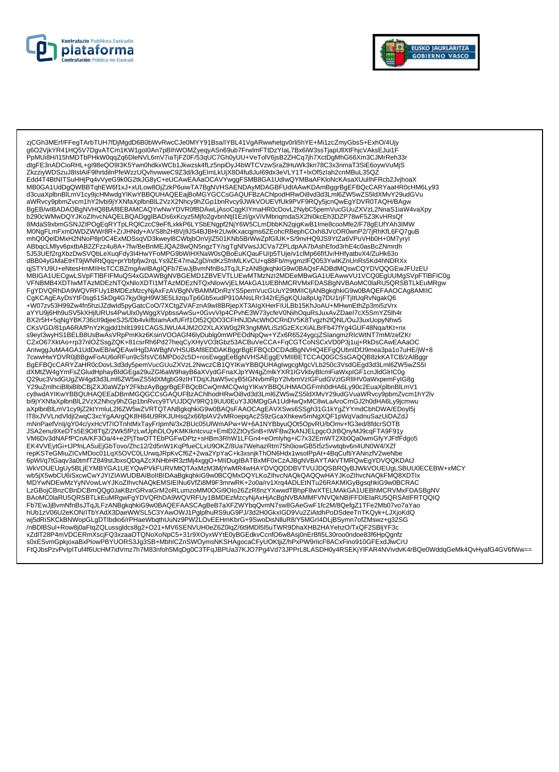zjCGh3MErf/FFegTArbTUH7fDjMgdD6B0bWvRwcCJe0MYY91Bsa/IYBL41VgARwwhetgv0rli5hYE+Mi1zcZmyGbsS+ExhO/4Ujy
g6O2VjkYR41HQ5V7DgvATCm1KW1gol0An7pBIhWOMZyeqyASn69ub7FrwlmFTtDzYlaL7Bx6iW3ssTjapUllXtFhjcVAksEJui1F
PpMUi8H/I15hMDTbPHkW0qqZq6DleNVL6mV7iaTjFZ0F/53qUC7Gh0yUU+VeTolV6jsB2ZHCq7jh7XctDgMhG66Xm3CJMrReh33r
dtgFE3nADCioRHL+gI98eQO9I3K5Ywn0hdkxWCb1Jkwzsk4fLz5npiDyJ4bWTCVzwSraZtHuWk3kn78C3x3nmaT3SiE6oywVuMjS
ZkzziyWDSzuJ8IstAiF9lhrtdilnPfeWzzUQvhvwweC9Z3d/k3gEImLkUjX8D4fu8Jul69dx3eVLY1T+lxOf5zIah2cnMBuL35QZ
Edd4T4BtNITSuHHjPq4vVyeG9k0G2tkJG8yC+eUCAwEAAaOCAVYwggFSMB8GA1UdIwQYMBaAFKloNcKAsaXUulIhFRcb2JvjhoaX
MB0GA1UdDgQWBBTqhEW6f1xJ+xULow8OjZzkP6uiwTA7BgNVHSAENDAyMDAGBFUdIAAwKDAmBggrBgEFBQcCARYaaHR0cHM6Ly93
d3cuaXplbnBlLmV1cy9jcHMwdgYIKwYBBQUHAQEEajBoMGYGCCsGAQUFBzAChlpodHRwOi8vd3d3Lml6ZW5wZS5ldXMvY29udGVu
aWRvcy9pbmZvcm1hY2lvbi9YXNfaXplbnBlL2VzX2Nhcy9hZGp1bnRvcy9JWkVOUEVfUk9PVF9RQy5jcnQwEgYDVR0TAQH/BAgw
BgEB/wIBADAOBgNVHQ8BAf8EBAMCAQYwNwYDVR0fBDAwLjAsoCqgKIYmaHR0cDovL2NybC5pemVucGUuZXVzL2NnaS1iaW4vaXpy
b290cWMwDQYJKoZIhvcNAQELBQADggIBADs6xKcyz5Mjfo2gvbnNtjl1EzI/gxViVMbnqmdaSX2hi0kcEh3DZP78wF5Z3KvHRsQf
8MdaS9xbmGSNJZtPOgEqRYTpLRQlCzcC9eFfLxkkP6LYSbENgpf2NjY6W5CLmDbbKN2qigKwB1Ime8cooMfe2/F78gEUfYAh3IMW
M0NgFLmFxmDWDZWWr8R+ZrJHNdy+AVS8h2H8Vj9JS4BJBHr2UwlKxacqjms6ZEohcRBephCOxh8JVcOR0wnP2/7jRhKfL6FQ7guB
mhQ0QelDMxH2NNoP8jr0C4ExMDSsqVD3kweyl8CWbjbOnVjIZ501KNb5BrWwZpfGlUK+S/9nvHQ9JS9YtZa6VPuVHb0H+0M7yryl
ABbqcLMlyv6pxtbAB2ZFzz4u8A+7fw/BeBnMEJQA28wQN5ngzTY/sgTgNlVwsJJCVa7ZPLdpAA7bAshEfod3rhE4c0asBcZNmrdh
5J53UEf2rgXbzDwSVQbLeXuqFdy3I4HwYFoMPG9bWiHXNaW0sQBoEuKQauFU/p5TUje/v1clMp66fIfJv/HHfyatbvX4/ZuHk63o
dBB04yGMaEtHT9jWNRtQqq+prYbfpfjw2rqLYs9ZE47maZgD/ndKzSfnMLKvCU+q88Fb/mygmzlFQ053YwlKZnUnRs5Kd4hNDRXx
qjSTYU9U+eNtesHmMIIHsTCCBZmgAwIBAgIQFb7EwJjBvmNfnBsJTqJLFzANBgkqhkiG9w0BAQsFADBdMQswCQYDVQQGEwJFUzEU
MBIGA1UECgwLSVpFTlBFIFMuQS4xGDAWBgNVBGEMD1ZBVEVTLUEwMTMzNzI2MDEeMBwGA1UEAwwVU1VCQ0EgUUMgSVpFTlBFIC0g
VFNBMB4XDTIwMTAzMDEzNTQxNloXDTI1MTAzMDEzNTQxNlowVjELMAkGA1UEBhMCRVMxFDASBgNVBAoMC0laRU5QRSBTLkEuMRgw
FgYDVQRhDA9WQVRFUy1BMDEzMzcyNjAxFzAVBgNVBAMMDnRzYS5pemVucGUuY29tMIICIjANBgkqhkiG9w0BAQEFAAOCAg8AMIIC
CgKCAgEAyDsYtF0sg61SkDg4G7kjy0lgH9W3E5LlizquTp6Gb5xudP910ANsLRr342rEj5gKQUa8pUg7DU1rjFTjItUqRvNgakQ6
+W07zv53H99Zw4fn5hziJZdwld5pyGatcCoO/7XCtgZVAFznA9wI8BRjepXT3AIgXHerFIULBb15KhJoAU+MHwnEthZp3mi5zVrx
aYYU9j6Hh9uSV5kXHjlURUs4PwUlx0yWggXVpbssAwSu+0GvvVIp4CPvhE3W73ycfeV0NiihOquRsJuxAvZDaeI7cX5SmYZ5lh4r
BX2r5H+5qNgYBK736cII9djeeSJS/Db4vkifblamAxfUFrf1Ot52QDO3CFHNJDAcWhOCRnDV5K8Tvgzh2lQNL/OuJ3uxUopyNhw5
CKsVGD/81pA6RAfPnYzKgjdd1hllt1991CAGSJWUA4JM2O2XLAXW0q2R3ngMWLiSzlGzEXcXiALBrFb47fYg4GUF48Nqa/tKt+nx
s9eyl3wyHS1BELB8UsBwAsVRpPmKkz6KsinVOOAGf46lyDublg0mWPEOdNpQw+YZx6R6524ygcjZSlangmzRlcWtNT7mM/zefZKr
CZxO67XktAo+rp37nlOZSsgZQK+81csrRh6Pd27heqCyXHyVO3tGbz53ACBuVeCCA+FqCGTCoNSCxVD0P3j1uj+RkDsCAwEAAaOC
AnIwggJuMA4GA1UdDwEB/wQEAwIHgDAWBgNVHSUBAf8EDDAKBggrBgEFBQcDCDAdBgNVHQ4EFgQUbnIDfJ9mea3pa1o7uHE/jW+8
7cwwHwYDVR0jBBgwFoAU6oRFun9cSfsVC6MPDo2c5D+rosEwggEeBgNVHSAEggEVMIIBETCCAQ0GCSsGAQQB8zkKATCB/zAlBggr
BgEFBQcCARYZaHR0cDovL3d3dy5pemVucGUuZXVzL2NwczCB1QYIKwYBBQUHAgIwgcgMgcVBb250c3VsdGEgd3d3Lml6ZW5wZS5l
dXMtZW4gYmFsZGludHphayBldGEga29uZGl6aW9hayB6aXVydGFnaXJpYW4gZmlkYXR1IGVkbyBlcmFiaWxpIGF1cnJldGlrIC0g
Q29uc3VsdGUgZW4gd3d3Lml6ZW5wZS5ldXMgbG9zIHTDqXJtaW5vcyB5IGNvbmRpY2lvbmVzIGFudGVzIGRlIHV0aWxpemFyIG8g
Y29uZmlhciBlbiBlbCBjZXJ0aWZpY2FkbzAyBggrBgEFBQcBCwQmMCQwIgYIKwYBBQUHMAOGFmh0dHA6Ly90c2EuaXplbnBlLmV1
cy8wdAYIKwYBBQUHAQEEaDBmMGQGCCsGAQUFBzAChlhodHRwOi8vd3d3Lml6ZW5wZS5ldXMvY29udGVuaWRvcy9pbmZvcm1hY2lv
bi9jYXNfaXplbnBlL2VzX2Nhcy9hZGp1bnRvcy9TVUJDQV9RQ19UU0EuY3J0MDgGA1UdHwQxMC8wLaAroCmGJ2h0dHA6Ly9jcmwu
aXplbnBlLmV1cy9jZ2ktYmluL2l6ZW5wZVRTQTANBgkqhkiG9w0BAQsFAAOCAgEAVXSws6SSgh31G1kYgZYYmdCbhDWA/EDoyl5j
lT8xJVVLndVldjI2wqC3xcYgAArgQK8H84U9RKJUHsq2x66fplAV2vMRoepqAc2S9zGcaXhkew5mNgXQF1pWqVadnuSazUiDAZdJ
mNnPaefVnIj/gY04c/yxHcVf7lOTnhtMxTayFrlpmN/3x2BUc05UlWmAPw+W+6A1NYBbyuQOt5OpvRU/bOmv+fG3ed/8fdcrSOTB
JSA2enu9XeDTs5E9O8TtjZ/2Wk5fPzLwfJphDLOyKMKlkntcvuz+EmlD2ZtOySnB+IWFBw2kANJELpgcOJrBQnyMJ9cqFTA9F91y
VM6Dv3dNAFfPCnA/KF3Oa/4+e2PjTtwOTTEbPGFwDPtz+sHBm3RhW1LFGn4+eOmlyhg+iC7x32EmWT2Xb0Qa0wmGfyYJFtfFdgo5
EK4VVEytGi+tJPfnLA5uEjGbTovo/Zhc12/2d5nW1KqPfueCLxU9OKZ/8Ua7WehazRtm75h0iowGB5I5z5vwtqbv6n4UN0W4/XZf
repKSTeGMiuZICvMDoc01LqX5OVC0LUrwqJRpKvCf6Z+2wa2YpYaC+k3xsnjkThON6Hdx1wsolPpAt+4BqCuftiYANnzfV2weNbe
6pWI/q7tGaqv3a0tmfTZ849stJbxsQDqAZcXNHbHR3ztMj4xggO+MIIDugIBATBxMF0xCzAJBgNVBAYTAkVTMRQwEgYDVQQKDAtJ
WkVOUEUgUy5BLjEYMBYGA1UEYQwPVkFURVMtQTAxMzM3MjYwMR4wHAYDVQQDDBVTVUJDQSBRQyBJWkVOUEUgLSBUU0ECEBW+xMCY
wb5jX5wbCU6iSxcwCwYJYIZIAWUDBAIBoIIBIDAaBgkqhkiG9w0BCQMxDQYLKoZIhvcNAQkQAQQwHAYJKoZIhvcNAQkFMQ8XDTIx
MDYwNDEwMzYyNVowLwYJKoZIhvcNAQkEMSIEINu6VfZi8M9F3mrwRK+2o0a/rv1Xrq4ADLEtNTu26RAKMIGyBgsqhkiG9w0BCRAC
LzGBojCBnzCBnDCBmQQg0JaKBzrGRvaGrM2oRLumzoMM0OGi9OIo26ZzR8nzYXwwdTBhpF8wXTELMAkGA1UEBhMCRVMxFDASBgNV
BAoMC0laRU5QRSBTLkEuMRgwFgYDVQRhDA9WQVRFUy1BMDEzMzcyNjAxHjAcBgNVBAMMFVNVQkNBIFFDIElaRU5QRSAtIFRTQQIQ
Fb7EwJjBvmNfnBsJTqJLFzANBgkqhkiG9w0BAQEFAASCAgBeB7aXFZWYbqQvmN7sw8GAeGwF1fc2M/8QefgZ1TFe2Mb07vo7aYao
hUb1zV06U2eKON/lTbYAdX3DaeWWSL5C3YAwOWJ1PglplhuRS9uG9PJ/3d2H0GkxlGD9Vu2ZiAtdhPoDSdeeTnTKQyk+LJXjoKdQ
wj5dRiSKCkBNWopGLgDTlbdio6/rPHaeWbqthUuNz9PW2LOvEEHmKbrG+9SwoDisNlluR8/Y5MGrl4DLjBSymn7ofZMswz+g32SG
/nBDlBSuI+Row8j0aFtqZQLussgldcs8g2+O21+MV6SENVUH0eZ6Z0lqZ/6t9MDl5l5uTWR9DhaXHB2HAYehzO/TxQF2SBljYF3c
xZdlT28P4mVDCERmXscjFQ3xzaaOTQNoXoNpC5+31r9XOyxWYtE0yBGEdkvCcnfO6w8Asj0nErBfi5L30roo0ndoe83f6HpQgnfz
s0xESvmGpkjoxaBxPlowPBYUORS3Jg3SB+MbhICZnSWOymsNKSHAgocaCFyUOKtjiZ/hPxPW9rlicF8ACxFino910GFExdJlwCrU
FtQJbsPzvPvlpITuf4f6UcHM7idVmz7h7M83nfoh5MqDg0C3TFqJBPUa37KJO7Pg4Vd73JPPrL8LASDH0y4RSEKjYlFAR4NVivdvK4rBQe0WddqGeMk4QvHyafG4GV6fWw==